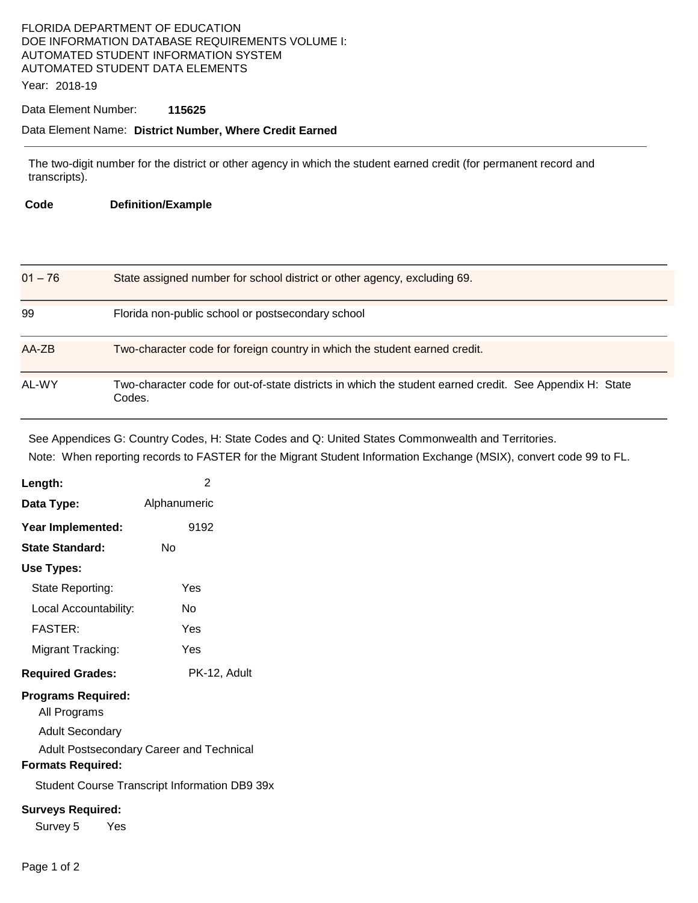FLORIDA DEPARTMENT OF EDUCATION
DOE INFORMATION DATABASE REQUIREMENTS VOLUME I:
AUTOMATED STUDENT INFORMATION SYSTEM
AUTOMATED STUDENT DATA ELEMENTS

Year: 2018-19

Data Element Number: **115625**

Data Element Name: **District Number, Where Credit Earned**

---

The two-digit number for the district or other agency in which the student earned credit (for permanent record and transcripts).

| Code | Definition/Example |
|---|---|
| 01 – 76 | State assigned number for school district or other agency, excluding 69. |
| 99 | Florida non-public school or postsecondary school |
| AA-ZB | Two-character code for foreign country in which the student earned credit. |
| AL-WY | Two-character code for out-of-state districts in which the student earned credit. See Appendix H: State Codes. |

See Appendices G: Country Codes, H: State Codes and Q: United States Commonwealth and Territories.

Note: When reporting records to FASTER for the Migrant Student Information Exchange (MSIX), convert code 99 to FL.

**Length:** 2

**Data Type:** Alphanumeric

**Year Implemented:** 9192

**State Standard:** No

**Use Types:**

- State Reporting: Yes
- Local Accountability: No
- FASTER: Yes
- Migrant Tracking: Yes

**Required Grades:** PK-12, Adult

**Programs Required:**

- All Programs
- Adult Secondary
- Adult Postsecondary Career and Technical

**Formats Required:**

Student Course Transcript Information DB9 39x

**Surveys Required:**

Survey 5 Yes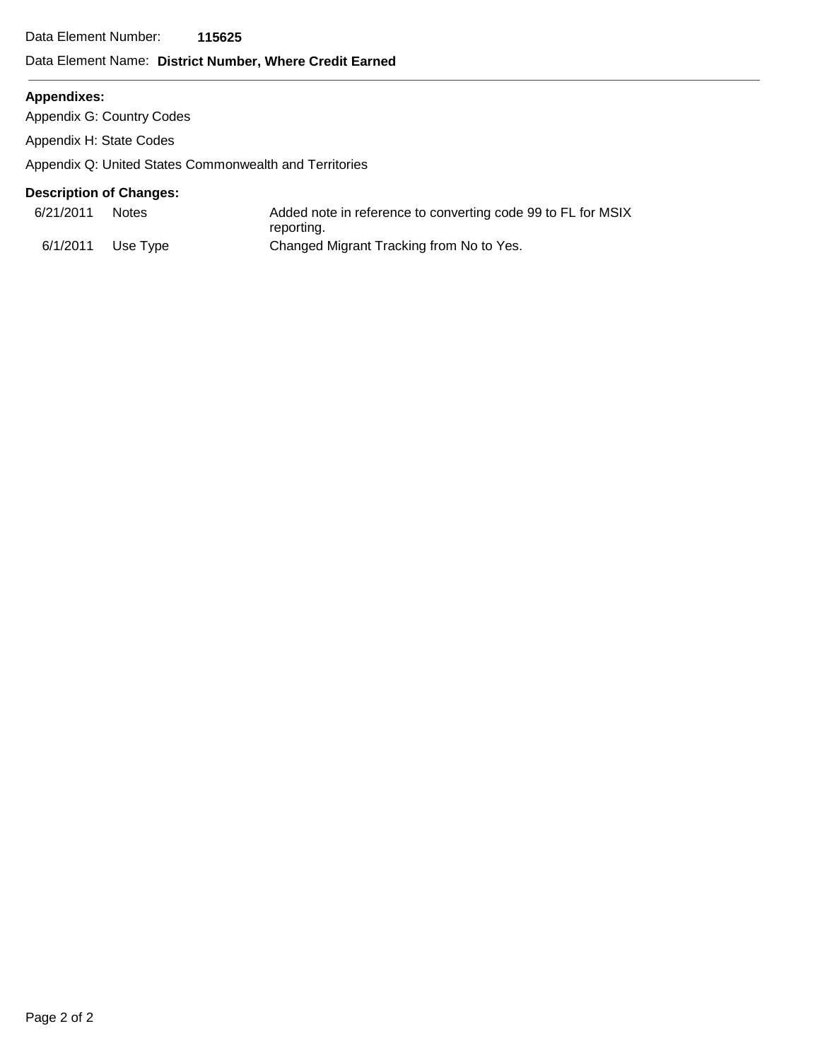Data Element Number: **115625**

Data Element Name: **District Number, Where Credit Earned**

---

**Appendixes:**

Appendix G: Country Codes

Appendix H: State Codes

Appendix Q: United States Commonwealth and Territories

**Description of Changes:**

| | | |
|---|---|---|
| 6/21/2011 | Notes | Added note in reference to converting code 99 to FL for MSIX reporting. |
| 6/1/2011 | Use Type | Changed Migrant Tracking from No to Yes. |